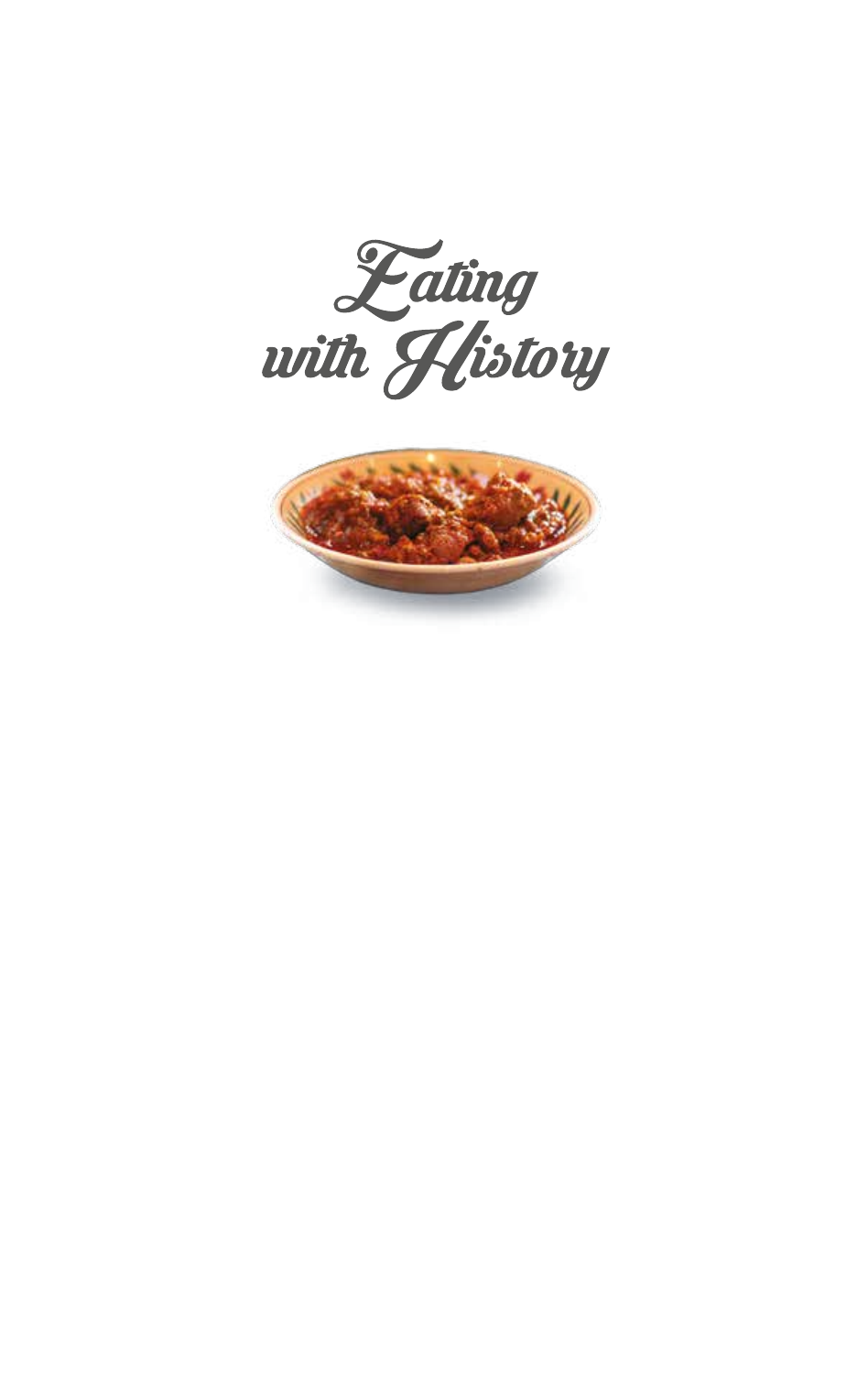# Eating with History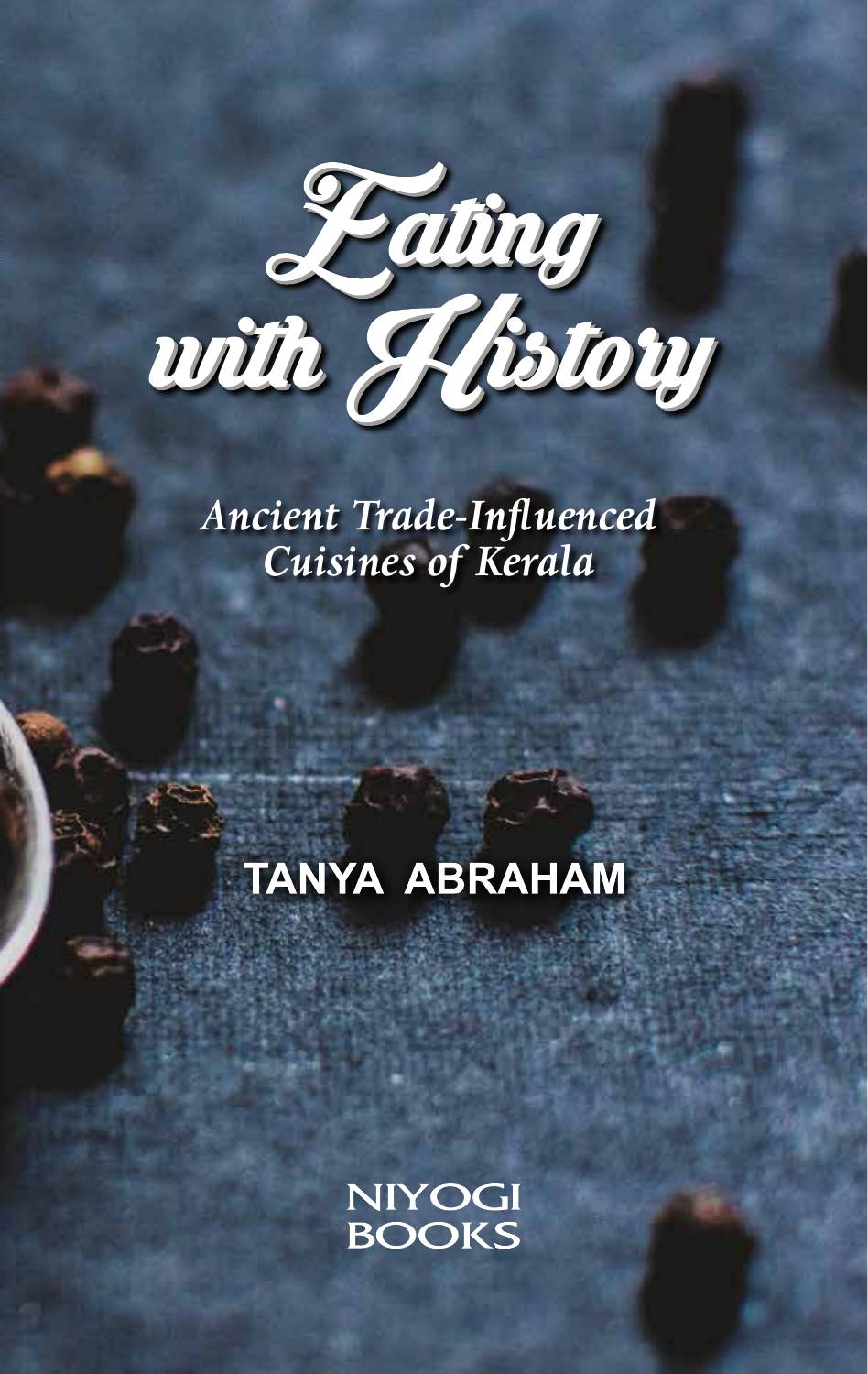# Eating with History

*Ancient Trade-Influenced Cuisines of Kerala*

**TANYA ABRAHAM**

NIYOGI BOOKS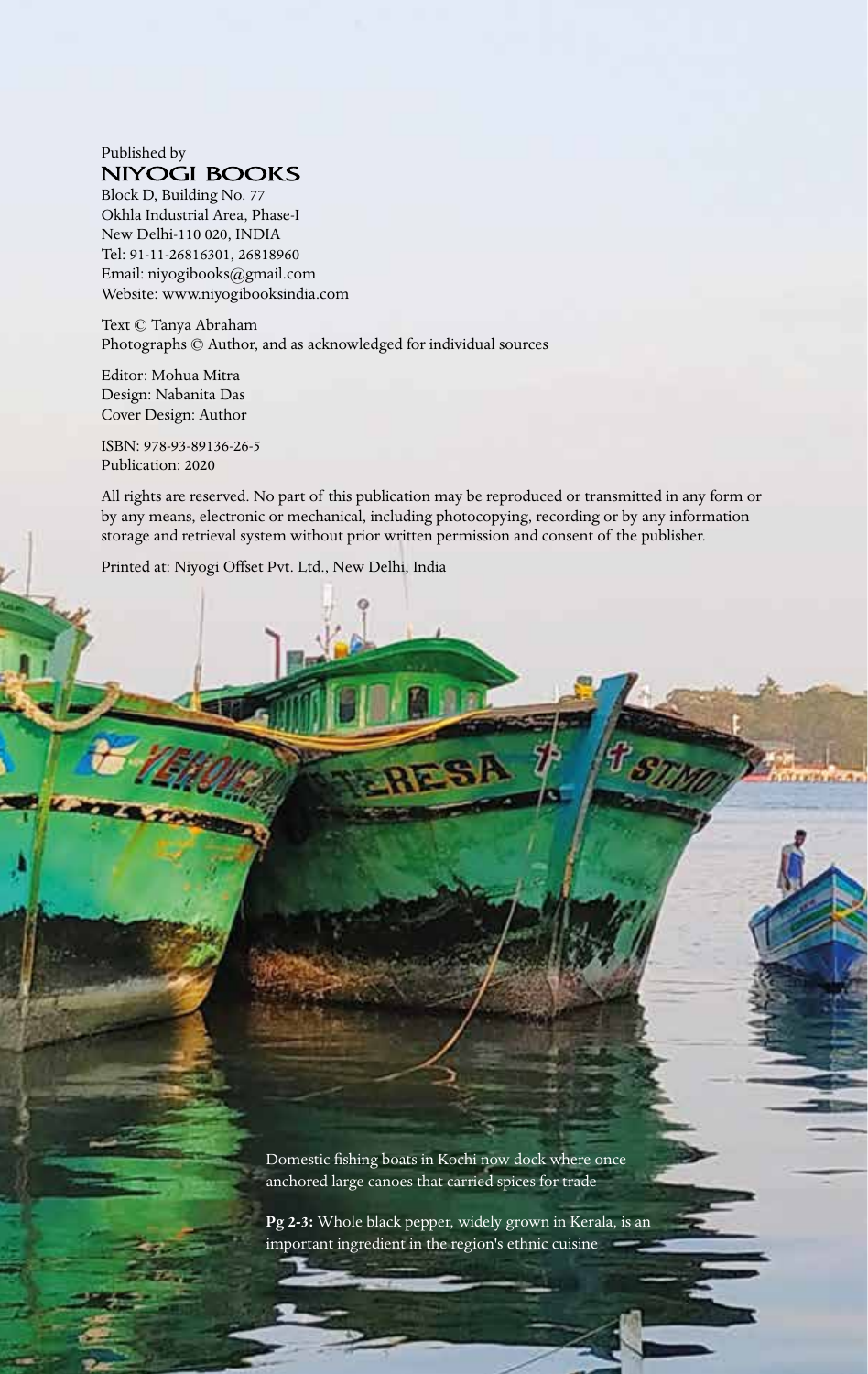Published by
NIYOGI BOOKS
Block D, Building No. 77
Okhla Industrial Area, Phase-I
New Delhi-110 020, INDIA
Tel: 91-11-26816301, 26818960
Email: niyogibooks@gmail.com
Website: www.niyogibooksindia.com

Text © Tanya Abraham
Photographs © Author, and as acknowledged for individual sources

Editor: Mohua Mitra
Design: Nabanita Das
Cover Design: Author

ISBN: 978-93-89136-26-5
Publication: 2020

All rights are reserved. No part of this publication may be reproduced or transmitted in any form or by any means, electronic or mechanical, including photocopying, recording or by any information storage and retrieval system without prior written permission and consent of the publisher.

Printed at: Niyogi Offset Pvt. Ltd., New Delhi, India

Domestic fishing boats in Kochi now dock where once anchored large canoes that carried spices for trade

**Pg 2-3:** Whole black pepper, widely grown in Kerala, is an important ingredient in the region's ethnic cuisine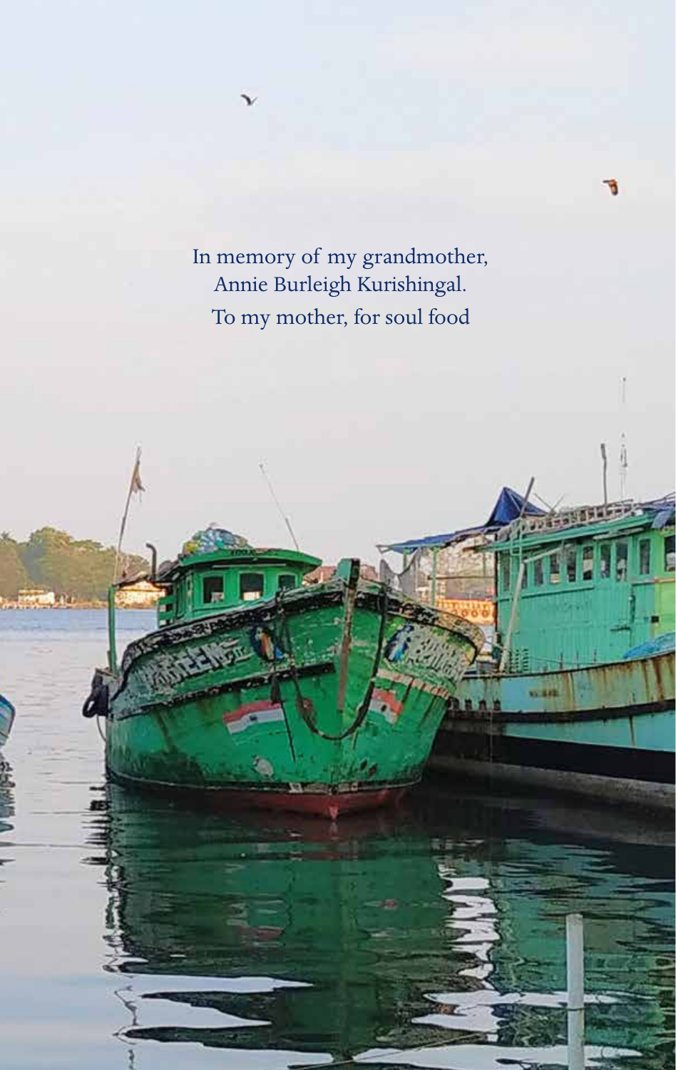In memory of my grandmother,
Annie Burleigh Kurishingal.
To my mother, for soul food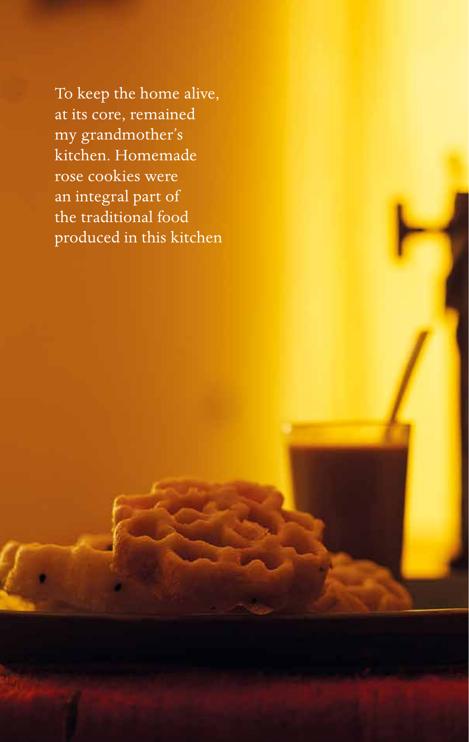To keep the home alive, at its core, remained my grandmother's kitchen. Homemade rose cookies were an integral part of the traditional food produced in this kitchen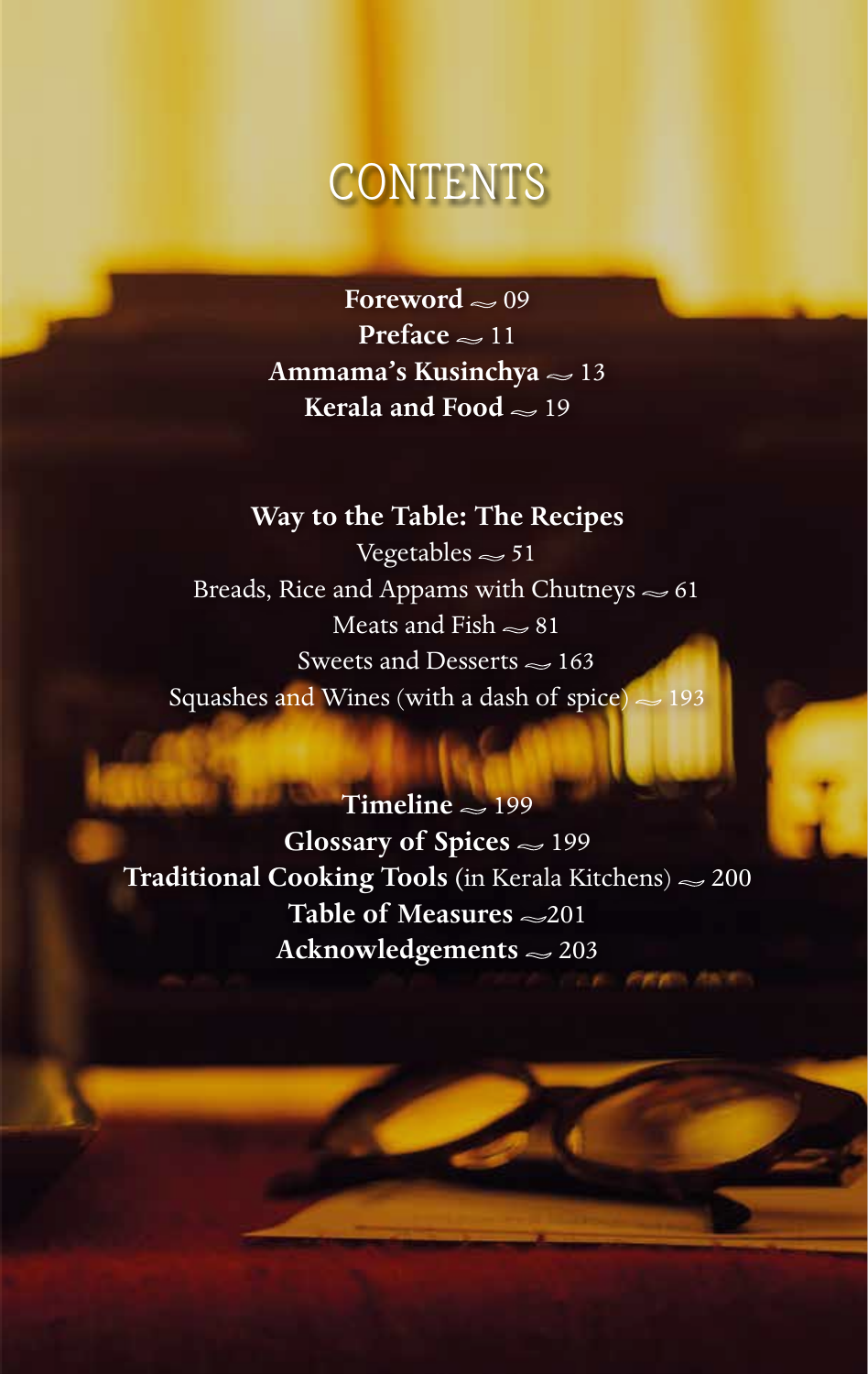# CONTENTS

**Foreword** ~ 09
**Preface** ~ 11
**Ammama's Kusinchya** ~ 13
**Kerala and Food** ~ 19

**Way to the Table: The Recipes**

Vegetables ~ 51
Breads, Rice and Appams with Chutneys ~ 61
Meats and Fish ~ 81
Sweets and Desserts ~ 163
Squashes and Wines (with a dash of spice) ~ 193

**Timeline** ~ 199
**Glossary of Spices** ~ 199
**Traditional Cooking Tools** (in Kerala Kitchens) ~ 200
**Table of Measures** ~201
**Acknowledgements** ~ 203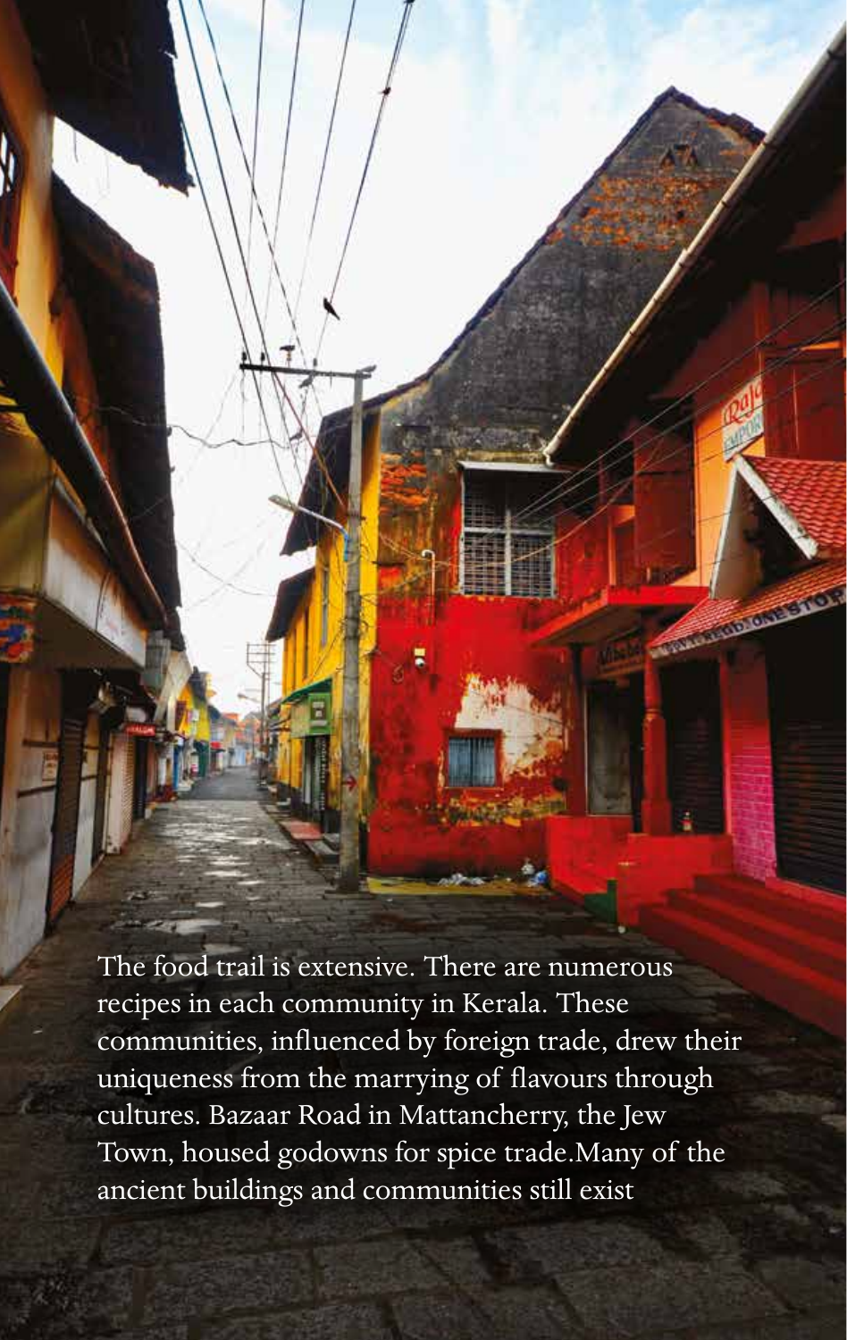The food trail is extensive. There are numerous recipes in each community in Kerala. These communities, influenced by foreign trade, drew their uniqueness from the marrying of flavours through cultures. Bazaar Road in Mattancherry, the Jew Town, housed godowns for spice trade.Many of the ancient buildings and communities still exist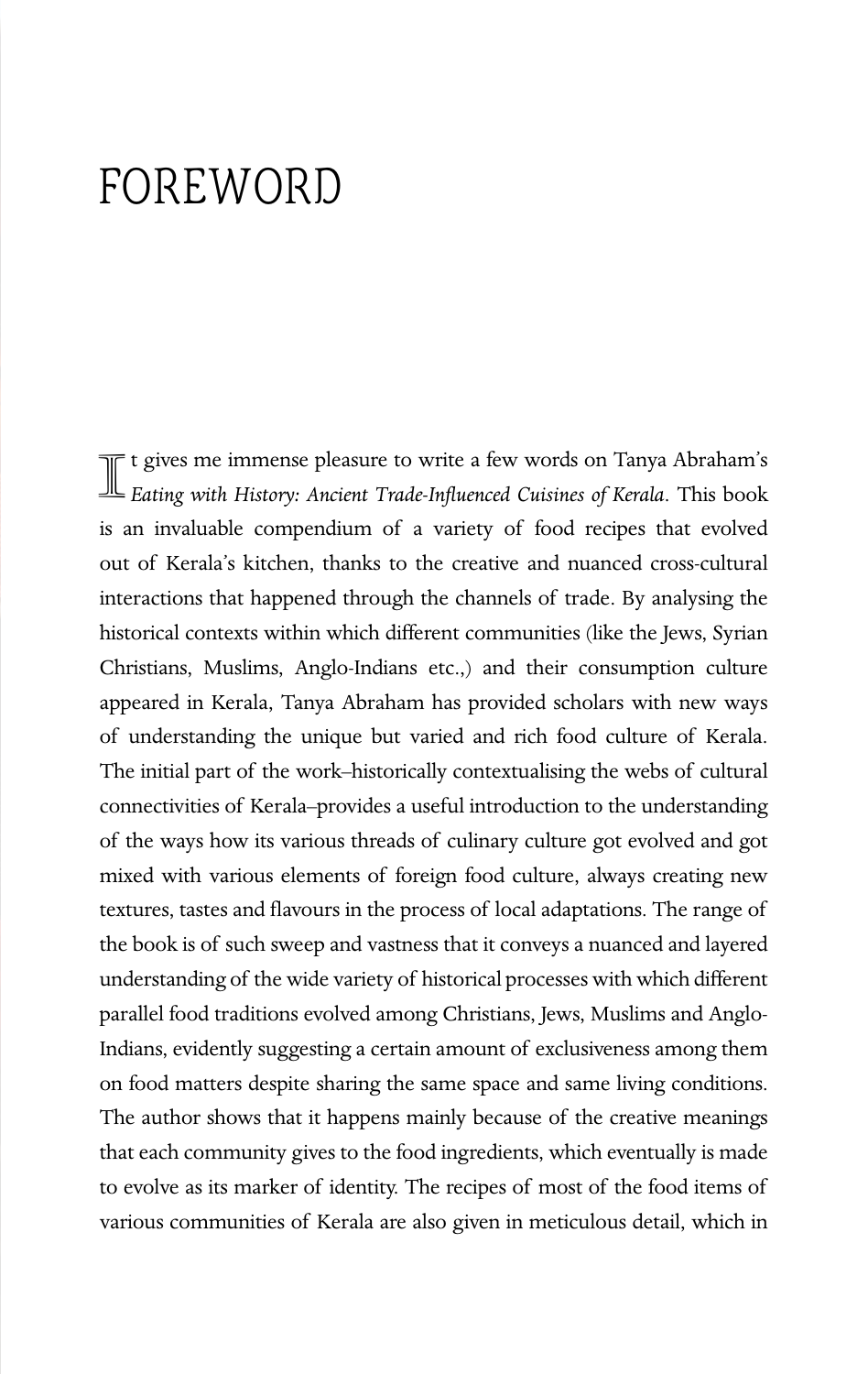# FOREWORD

It gives me immense pleasure to write a few words on Tanya Abraham's *Eating with History: Ancient Trade-Influenced Cuisines of Kerala*. This book is an invaluable compendium of a variety of food recipes that evolved out of Kerala's kitchen, thanks to the creative and nuanced cross-cultural interactions that happened through the channels of trade. By analysing the historical contexts within which different communities (like the Jews, Syrian Christians, Muslims, Anglo-Indians etc.,) and their consumption culture appeared in Kerala, Tanya Abraham has provided scholars with new ways of understanding the unique but varied and rich food culture of Kerala. The initial part of the work–historically contextualising the webs of cultural connectivities of Kerala–provides a useful introduction to the understanding of the ways how its various threads of culinary culture got evolved and got mixed with various elements of foreign food culture, always creating new textures, tastes and flavours in the process of local adaptations. The range of the book is of such sweep and vastness that it conveys a nuanced and layered understanding of the wide variety of historical processes with which different parallel food traditions evolved among Christians, Jews, Muslims and Anglo-Indians, evidently suggesting a certain amount of exclusiveness among them on food matters despite sharing the same space and same living conditions. The author shows that it happens mainly because of the creative meanings that each community gives to the food ingredients, which eventually is made to evolve as its marker of identity. The recipes of most of the food items of various communities of Kerala are also given in meticulous detail, which in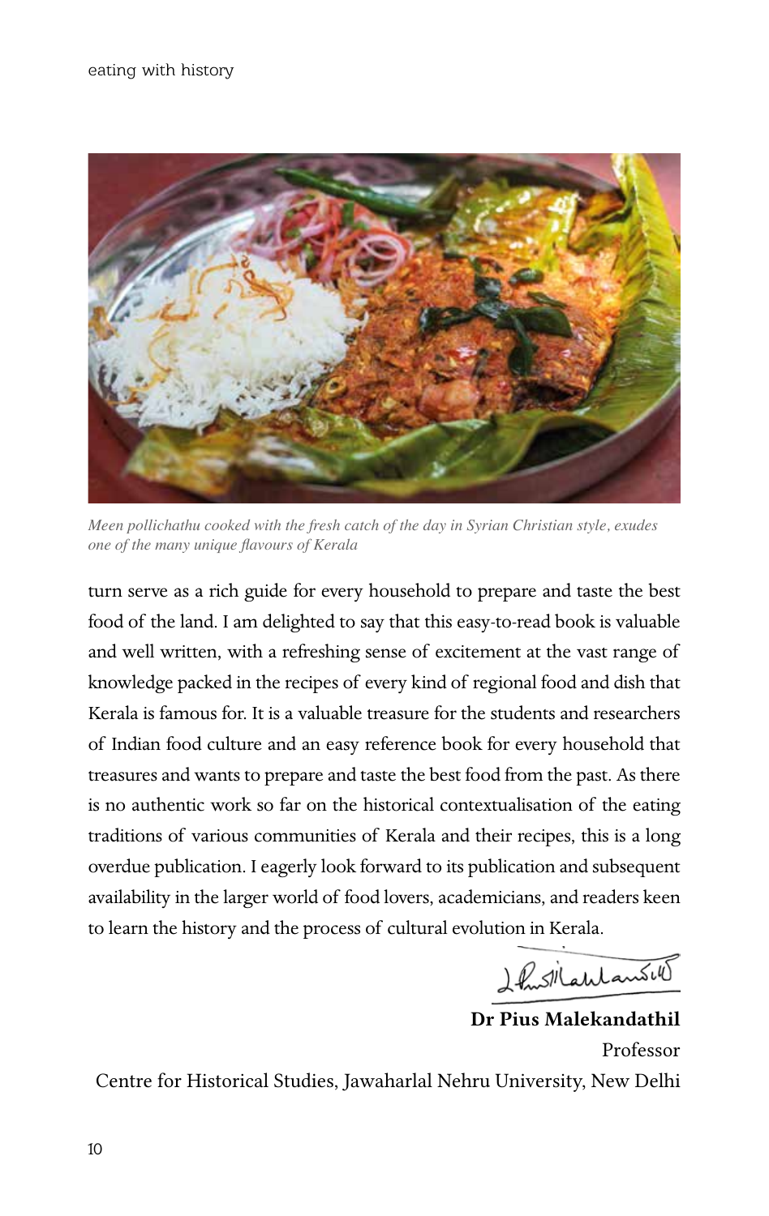*Meen pollichathu cooked with the fresh catch of the day in Syrian Christian style, exudes one of the many unique flavours of Kerala*

turn serve as a rich guide for every household to prepare and taste the best food of the land. I am delighted to say that this easy-to-read book is valuable and well written, with a refreshing sense of excitement at the vast range of knowledge packed in the recipes of every kind of regional food and dish that Kerala is famous for. It is a valuable treasure for the students and researchers of Indian food culture and an easy reference book for every household that treasures and wants to prepare and taste the best food from the past. As there is no authentic work so far on the historical contextualisation of the eating traditions of various communities of Kerala and their recipes, this is a long overdue publication. I eagerly look forward to its publication and subsequent availability in the larger world of food lovers, academicians, and readers keen to learn the history and the process of cultural evolution in Kerala.

**Dr Pius Malekandathil**
Professor
Centre for Historical Studies, Jawaharlal Nehru University, New Delhi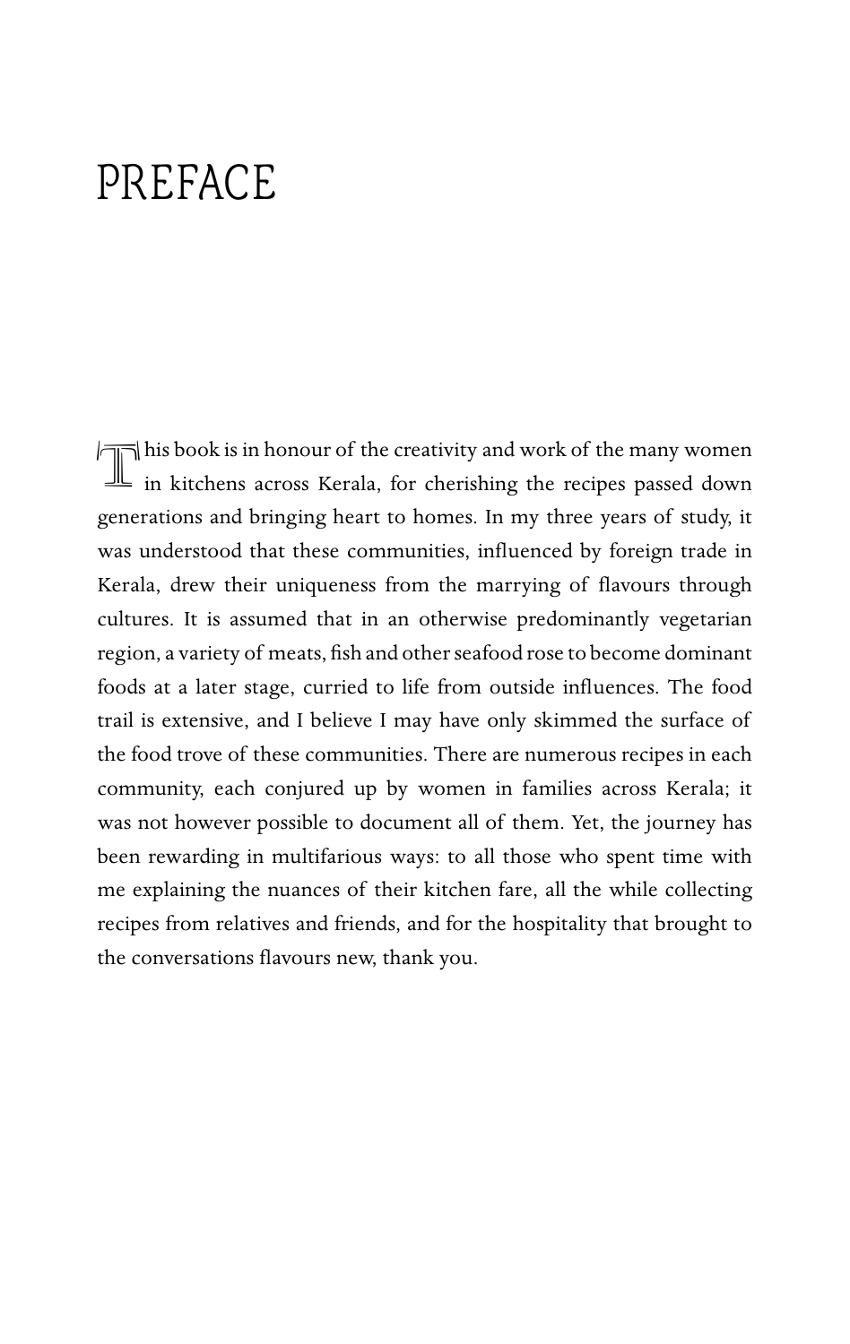# PREFACE

This book is in honour of the creativity and work of the many women in kitchens across Kerala, for cherishing the recipes passed down generations and bringing heart to homes. In my three years of study, it was understood that these communities, influenced by foreign trade in Kerala, drew their uniqueness from the marrying of flavours through cultures. It is assumed that in an otherwise predominantly vegetarian region, a variety of meats, fish and other seafood rose to become dominant foods at a later stage, curried to life from outside influences. The food trail is extensive, and I believe I may have only skimmed the surface of the food trove of these communities. There are numerous recipes in each community, each conjured up by women in families across Kerala; it was not however possible to document all of them. Yet, the journey has been rewarding in multifarious ways: to all those who spent time with me explaining the nuances of their kitchen fare, all the while collecting recipes from relatives and friends, and for the hospitality that brought to the conversations flavours new, thank you.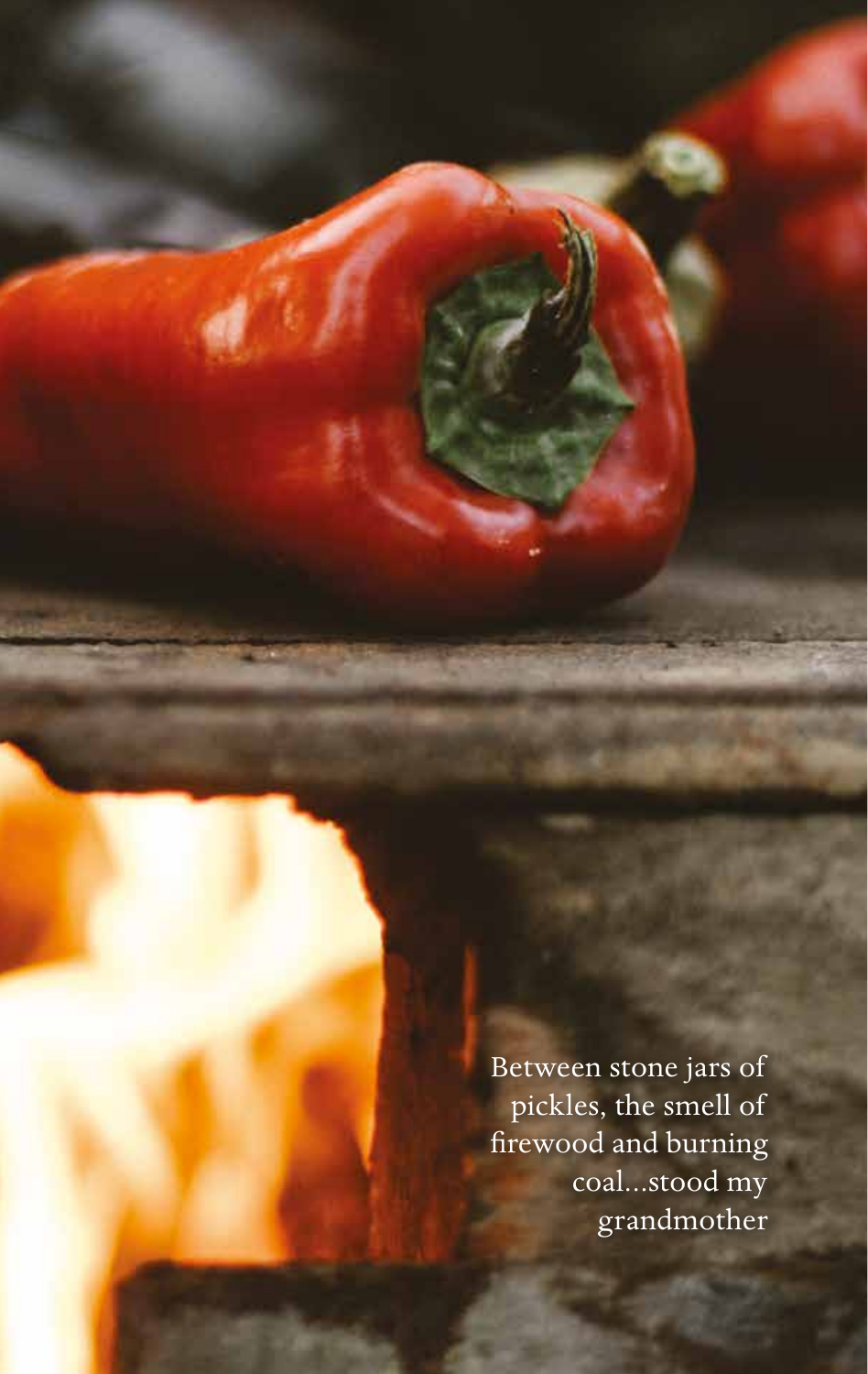Between stone jars of pickles, the smell of firewood and burning coal...stood my grandmother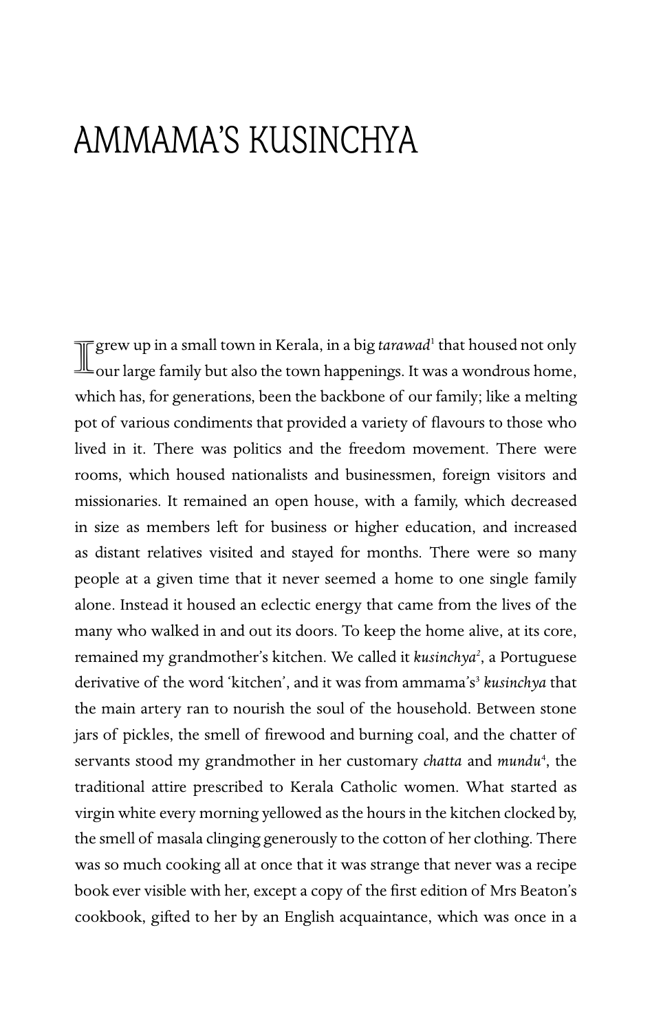# AMMAMA'S KUSINCHYA

I grew up in a small town in Kerala, in a big *tarawad*[1] that housed not only our large family but also the town happenings. It was a wondrous home, which has, for generations, been the backbone of our family; like a melting pot of various condiments that provided a variety of flavours to those who lived in it. There was politics and the freedom movement. There were rooms, which housed nationalists and businessmen, foreign visitors and missionaries. It remained an open house, with a family, which decreased in size as members left for business or higher education, and increased as distant relatives visited and stayed for months. There were so many people at a given time that it never seemed a home to one single family alone. Instead it housed an eclectic energy that came from the lives of the many who walked in and out its doors. To keep the home alive, at its core, remained my grandmother's kitchen. We called it *kusinchya*[2], a Portuguese derivative of the word 'kitchen', and it was from ammama's[3] *kusinchya* that the main artery ran to nourish the soul of the household. Between stone jars of pickles, the smell of firewood and burning coal, and the chatter of servants stood my grandmother in her customary *chatta* and *mundu*[4], the traditional attire prescribed to Kerala Catholic women. What started as virgin white every morning yellowed as the hours in the kitchen clocked by, the smell of masala clinging generously to the cotton of her clothing. There was so much cooking all at once that it was strange that never was a recipe book ever visible with her, except a copy of the first edition of Mrs Beaton's cookbook, gifted to her by an English acquaintance, which was once in a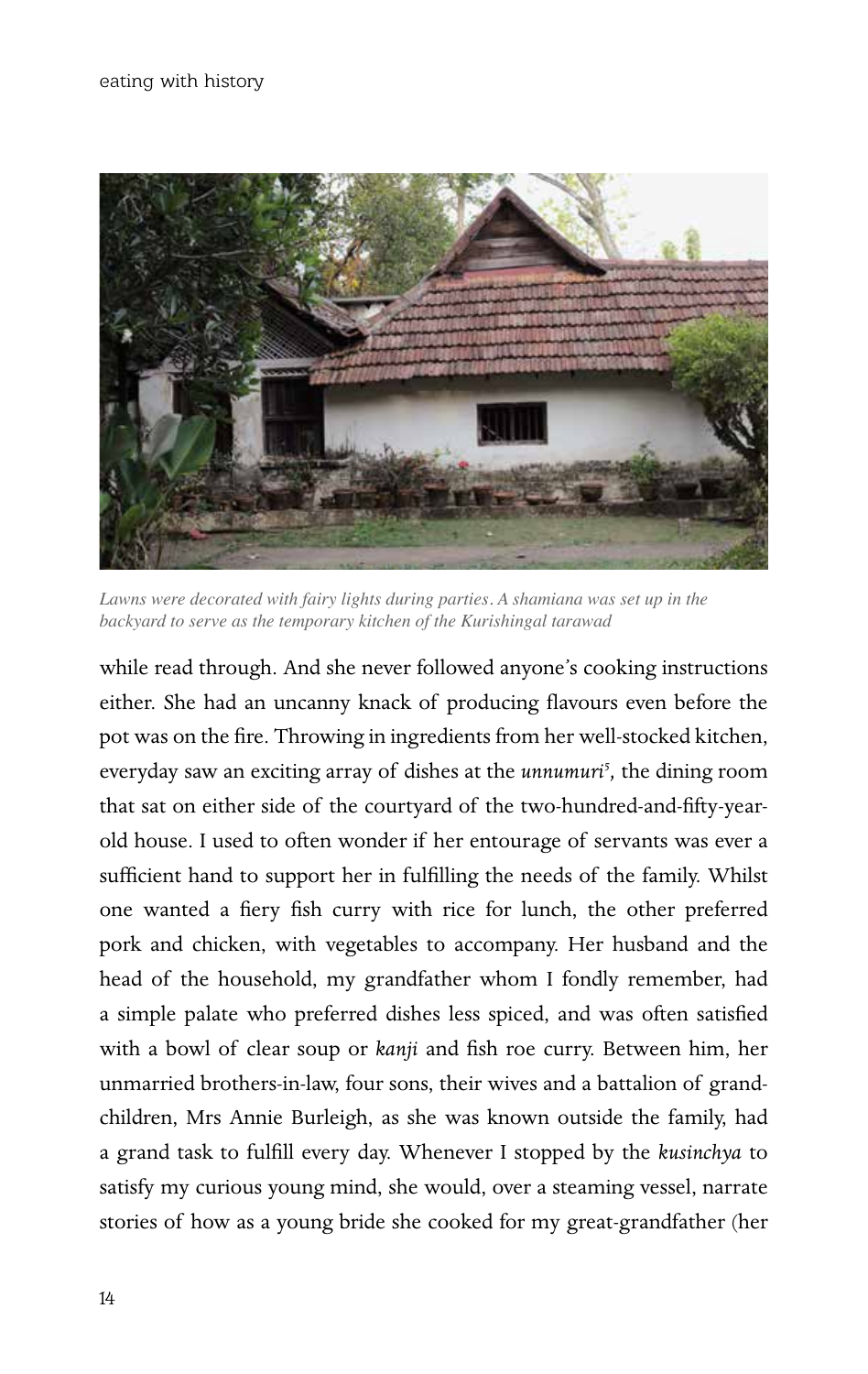*Lawns were decorated with fairy lights during parties. A shamiana was set up in the backyard to serve as the temporary kitchen of the Kurishingal tarawad*

while read through. And she never followed anyone's cooking instructions either. She had an uncanny knack of producing flavours even before the pot was on the fire. Throwing in ingredients from her well-stocked kitchen, everyday saw an exciting array of dishes at the *unnumuri*[5], the dining room that sat on either side of the courtyard of the two-hundred-and-fifty-year-old house. I used to often wonder if her entourage of servants was ever a sufficient hand to support her in fulfilling the needs of the family. Whilst one wanted a fiery fish curry with rice for lunch, the other preferred pork and chicken, with vegetables to accompany. Her husband and the head of the household, my grandfather whom I fondly remember, had a simple palate who preferred dishes less spiced, and was often satisfied with a bowl of clear soup or *kanji* and fish roe curry. Between him, her unmarried brothers-in-law, four sons, their wives and a battalion of grand-children, Mrs Annie Burleigh, as she was known outside the family, had a grand task to fulfill every day. Whenever I stopped by the *kusinchya* to satisfy my curious young mind, she would, over a steaming vessel, narrate stories of how as a young bride she cooked for my great-grandfather (her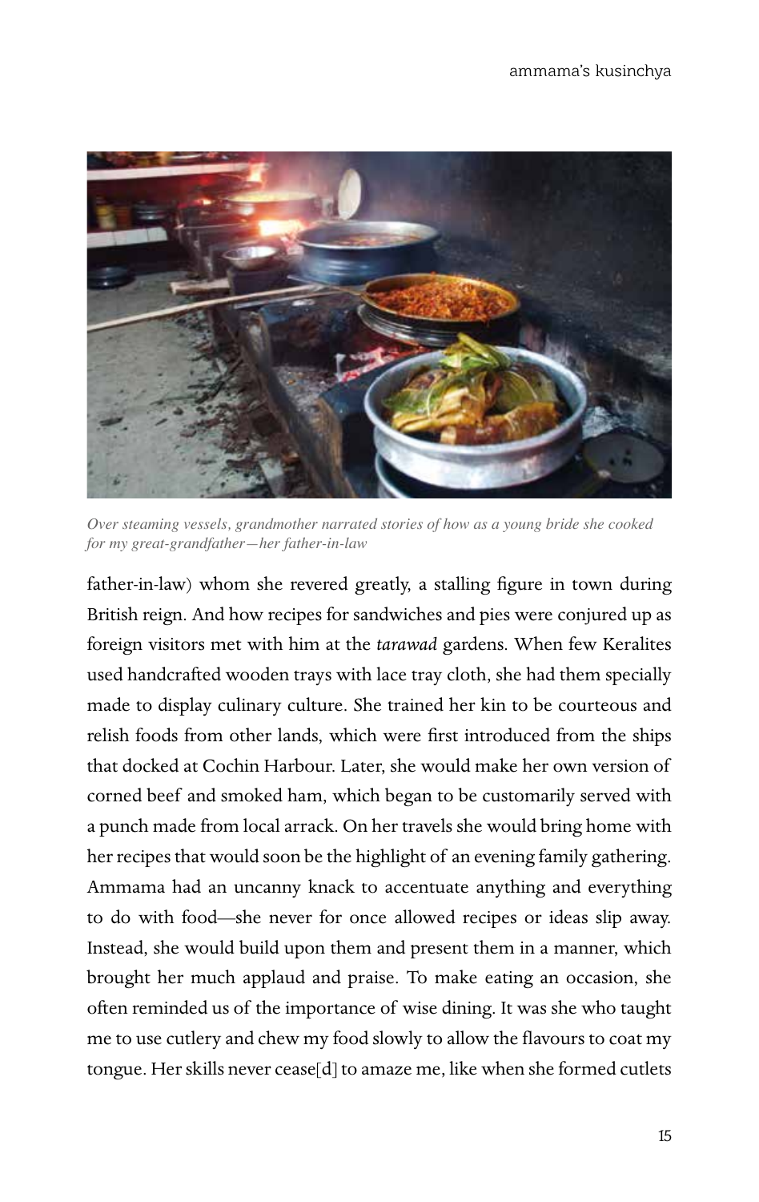*Over steaming vessels, grandmother narrated stories of how as a young bride she cooked for my great-grandfather—her father-in-law*

father-in-law) whom she revered greatly, a stalling figure in town during British reign. And how recipes for sandwiches and pies were conjured up as foreign visitors met with him at the *tarawad* gardens. When few Keralites used handcrafted wooden trays with lace tray cloth, she had them specially made to display culinary culture. She trained her kin to be courteous and relish foods from other lands, which were first introduced from the ships that docked at Cochin Harbour. Later, she would make her own version of corned beef and smoked ham, which began to be customarily served with a punch made from local arrack. On her travels she would bring home with her recipes that would soon be the highlight of an evening family gathering. Ammama had an uncanny knack to accentuate anything and everything to do with food—she never for once allowed recipes or ideas slip away. Instead, she would build upon them and present them in a manner, which brought her much applaud and praise. To make eating an occasion, she often reminded us of the importance of wise dining. It was she who taught me to use cutlery and chew my food slowly to allow the flavours to coat my tongue. Her skills never cease[d] to amaze me, like when she formed cutlets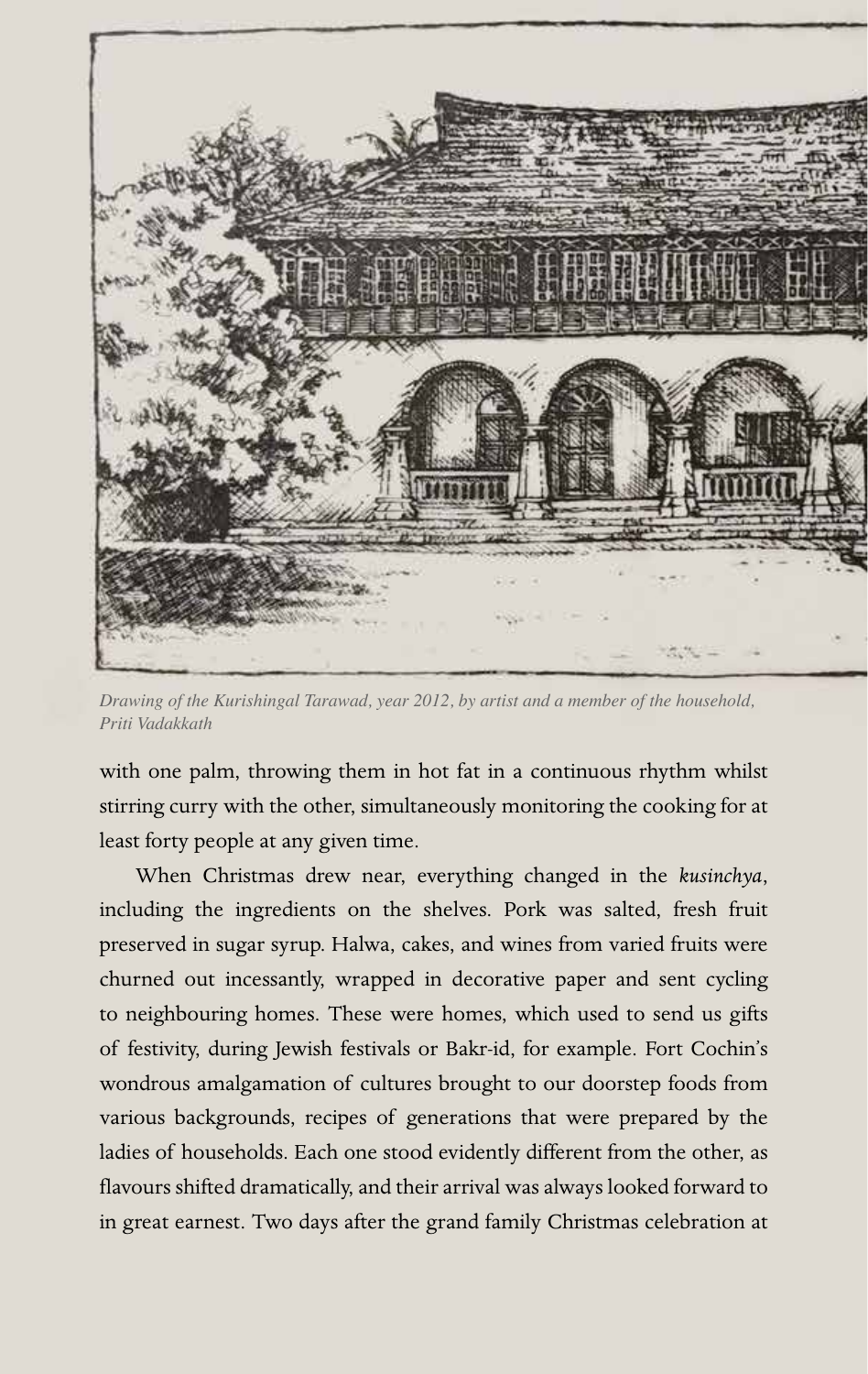*Drawing of the Kurishingal Tarawad, year 2012, by artist and a member of the household, Priti Vadakkath*

with one palm, throwing them in hot fat in a continuous rhythm whilst stirring curry with the other, simultaneously monitoring the cooking for at least forty people at any given time.

When Christmas drew near, everything changed in the *kusinchya*, including the ingredients on the shelves. Pork was salted, fresh fruit preserved in sugar syrup. Halwa, cakes, and wines from varied fruits were churned out incessantly, wrapped in decorative paper and sent cycling to neighbouring homes. These were homes, which used to send us gifts of festivity, during Jewish festivals or Bakr-id, for example. Fort Cochin's wondrous amalgamation of cultures brought to our doorstep foods from various backgrounds, recipes of generations that were prepared by the ladies of households. Each one stood evidently different from the other, as flavours shifted dramatically, and their arrival was always looked forward to in great earnest. Two days after the grand family Christmas celebration at